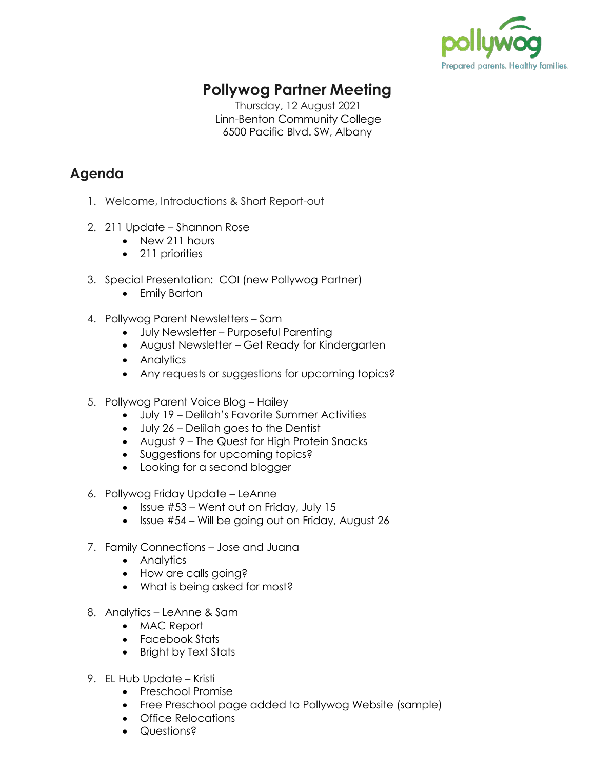pollywog
Prepared parents. Healthy families.

# Pollywog Partner Meeting

Thursday, 12 August 2021
Linn-Benton Community College
6500 Pacific Blvd. SW, Albany

## Agenda

1. Welcome, Introductions & Short Report-out

2. 211 Update – Shannon Rose
   - New 211 hours
   - 211 priorities

3. Special Presentation: COI (new Pollywog Partner)
   - Emily Barton

4. Pollywog Parent Newsletters – Sam
   - July Newsletter – Purposeful Parenting
   - August Newsletter – Get Ready for Kindergarten
   - Analytics
   - Any requests or suggestions for upcoming topics?

5. Pollywog Parent Voice Blog – Hailey
   - July 19 – Delilah's Favorite Summer Activities
   - July 26 – Delilah goes to the Dentist
   - August 9 – The Quest for High Protein Snacks
   - Suggestions for upcoming topics?
   - Looking for a second blogger

6. Pollywog Friday Update – LeAnne
   - Issue #53 – Went out on Friday, July 15
   - Issue #54 – Will be going out on Friday, August 26

7. Family Connections – Jose and Juana
   - Analytics
   - How are calls going?
   - What is being asked for most?

8. Analytics – LeAnne & Sam
   - MAC Report
   - Facebook Stats
   - Bright by Text Stats

9. EL Hub Update – Kristi
   - Preschool Promise
   - Free Preschool page added to Pollywog Website (sample)
   - Office Relocations
   - Questions?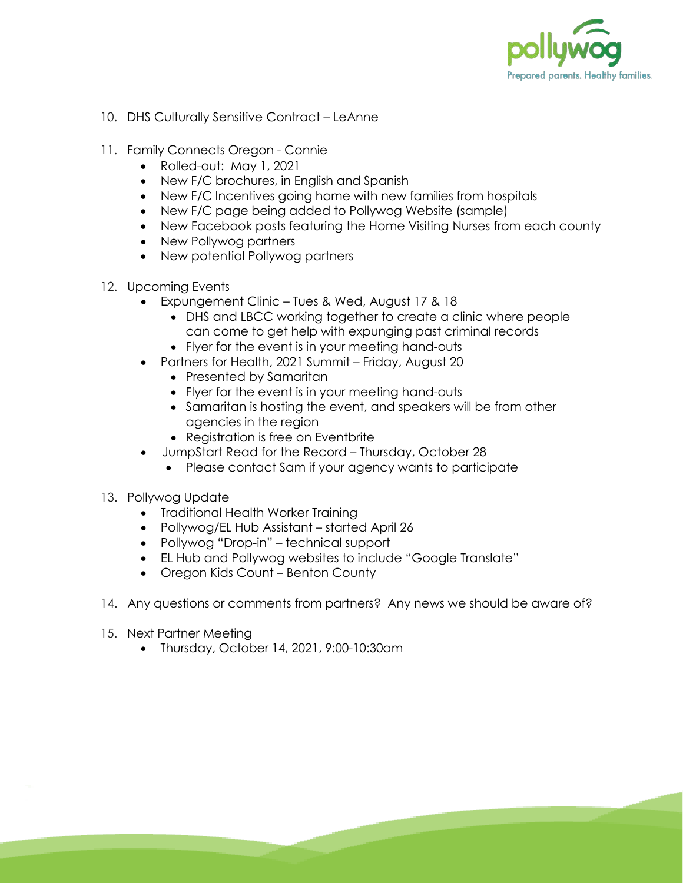10. DHS Culturally Sensitive Contract – LeAnne

11. Family Connects Oregon - Connie
    - Rolled-out: May 1, 2021
    - New F/C brochures, in English and Spanish
    - New F/C Incentives going home with new families from hospitals
    - New F/C page being added to Pollywog Website (sample)
    - New Facebook posts featuring the Home Visiting Nurses from each county
    - New Pollywog partners
    - New potential Pollywog partners

12. Upcoming Events
    - Expungement Clinic – Tues & Wed, August 17 & 18
        - DHS and LBCC working together to create a clinic where people can come to get help with expunging past criminal records
        - Flyer for the event is in your meeting hand-outs
    - Partners for Health, 2021 Summit – Friday, August 20
        - Presented by Samaritan
        - Flyer for the event is in your meeting hand-outs
        - Samaritan is hosting the event, and speakers will be from other agencies in the region
        - Registration is free on Eventbrite
    - JumpStart Read for the Record – Thursday, October 28
        - Please contact Sam if your agency wants to participate

13. Pollywog Update
    - Traditional Health Worker Training
    - Pollywog/EL Hub Assistant – started April 26
    - Pollywog "Drop-in" – technical support
    - EL Hub and Pollywog websites to include "Google Translate"
    - Oregon Kids Count – Benton County

14. Any questions or comments from partners? Any news we should be aware of?

15. Next Partner Meeting
    - Thursday, October 14, 2021, 9:00-10:30am